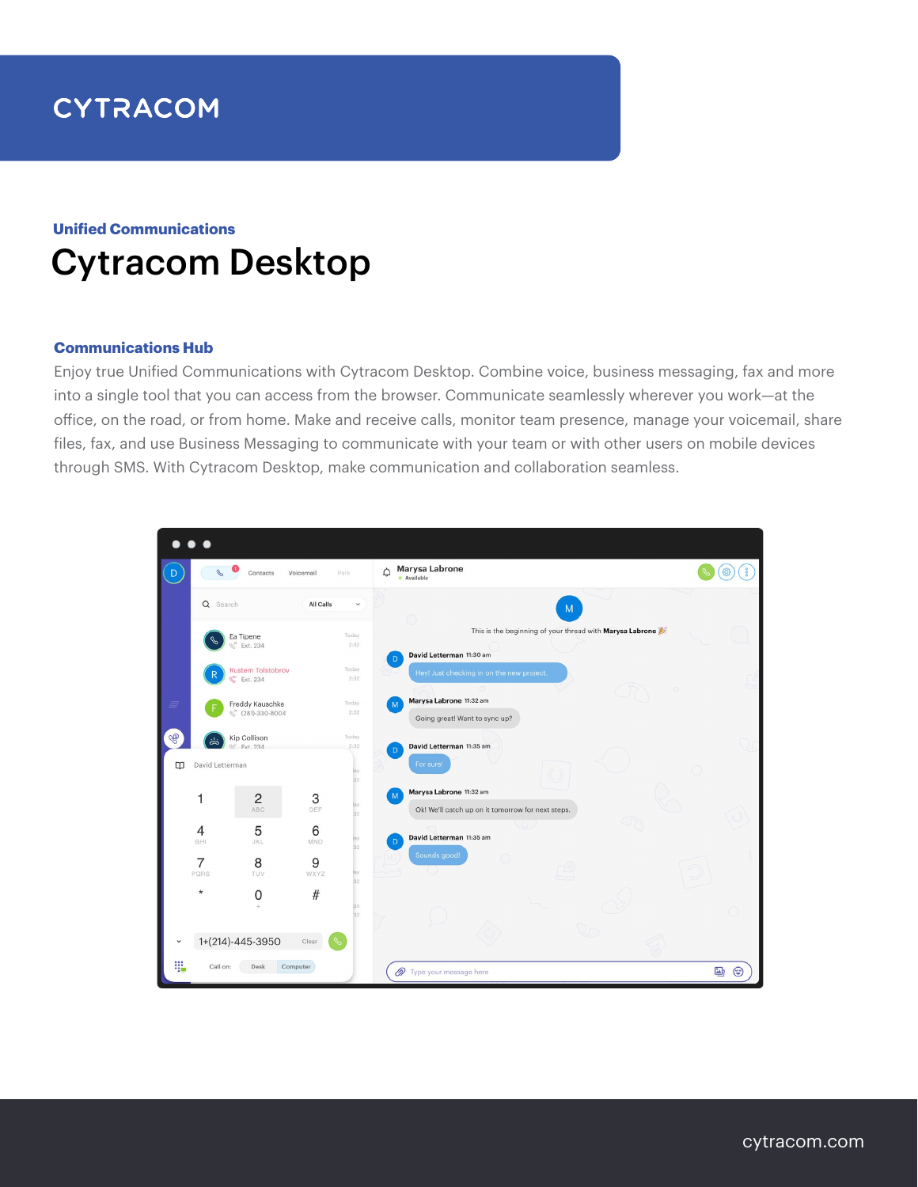# CYTRACOM

**Unified Communications**

# Cytracom Desktop

## Communications Hub

Enjoy true Unified Communications with Cytracom Desktop. Combine voice, business messaging, fax and more into a single tool that you can access from the browser. Communicate seamlessly wherever you work—at the office, on the road, or from home. Make and receive calls, monitor team presence, manage your voicemail, share files, fax, and use Business Messaging to communicate with your team or with other users on mobile devices through SMS. With Cytracom Desktop, make communication and collaboration seamless.

cytracom.com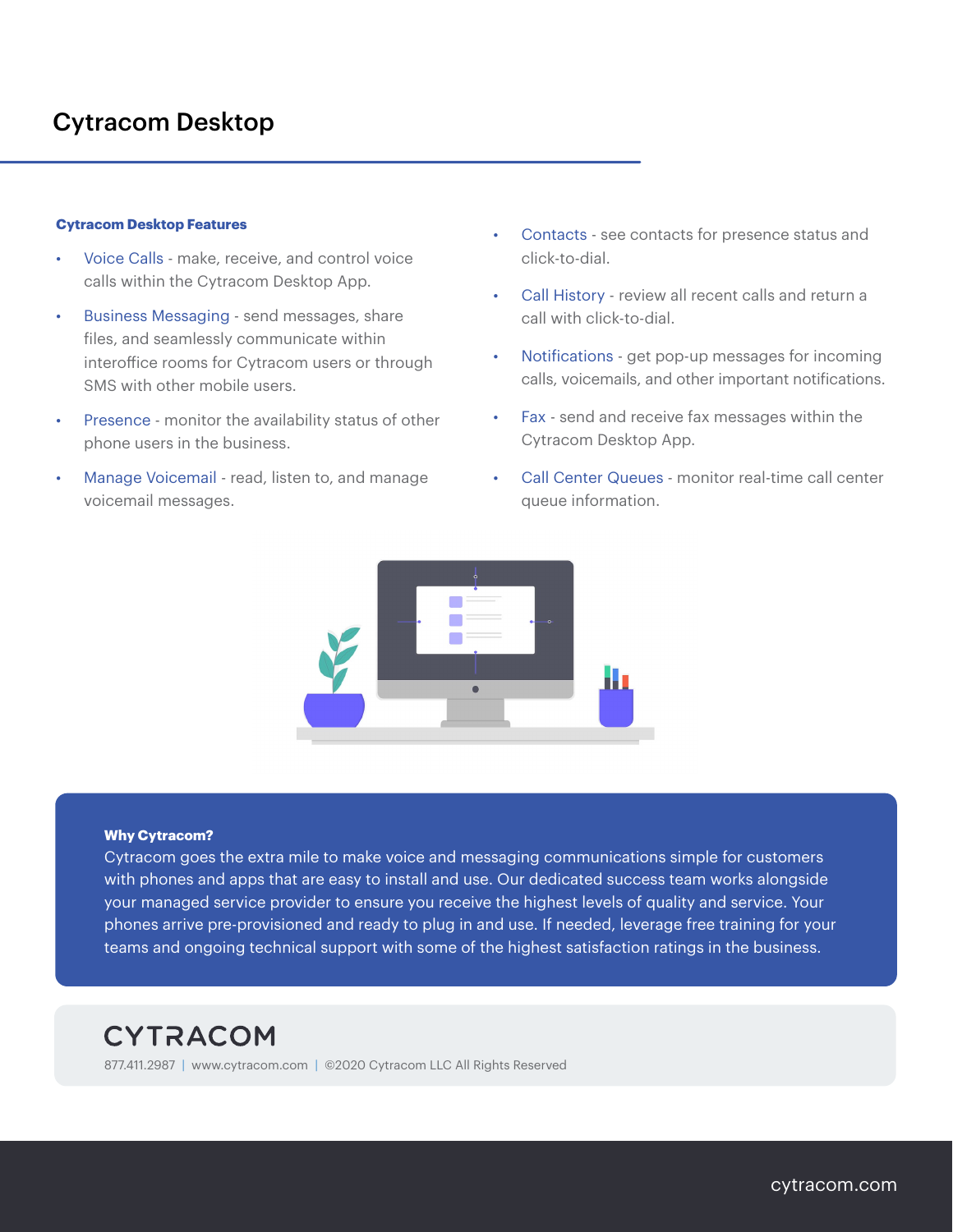# Cytracom Desktop

### Cytracom Desktop Features

- Voice Calls - make, receive, and control voice calls within the Cytracom Desktop App.
- Business Messaging - send messages, share files, and seamlessly communicate within interoffice rooms for Cytracom users or through SMS with other mobile users.
- Presence - monitor the availability status of other phone users in the business.
- Manage Voicemail - read, listen to, and manage voicemail messages.
- Contacts - see contacts for presence status and click-to-dial.
- Call History - review all recent calls and return a call with click-to-dial.
- Notifications - get pop-up messages for incoming calls, voicemails, and other important notifications.
- Fax - send and receive fax messages within the Cytracom Desktop App.
- Call Center Queues - monitor real-time call center queue information.

**Why Cytracom?**
Cytracom goes the extra mile to make voice and messaging communications simple for customers with phones and apps that are easy to install and use. Our dedicated success team works alongside your managed service provider to ensure you receive the highest levels of quality and service. Your phones arrive pre-provisioned and ready to plug in and use. If needed, leverage free training for your teams and ongoing technical support with some of the highest satisfaction ratings in the business.

CYTRACOM

877.411.2987 | www.cytracom.com | ©2020 Cytracom LLC All Rights Reserved

cytracom.com